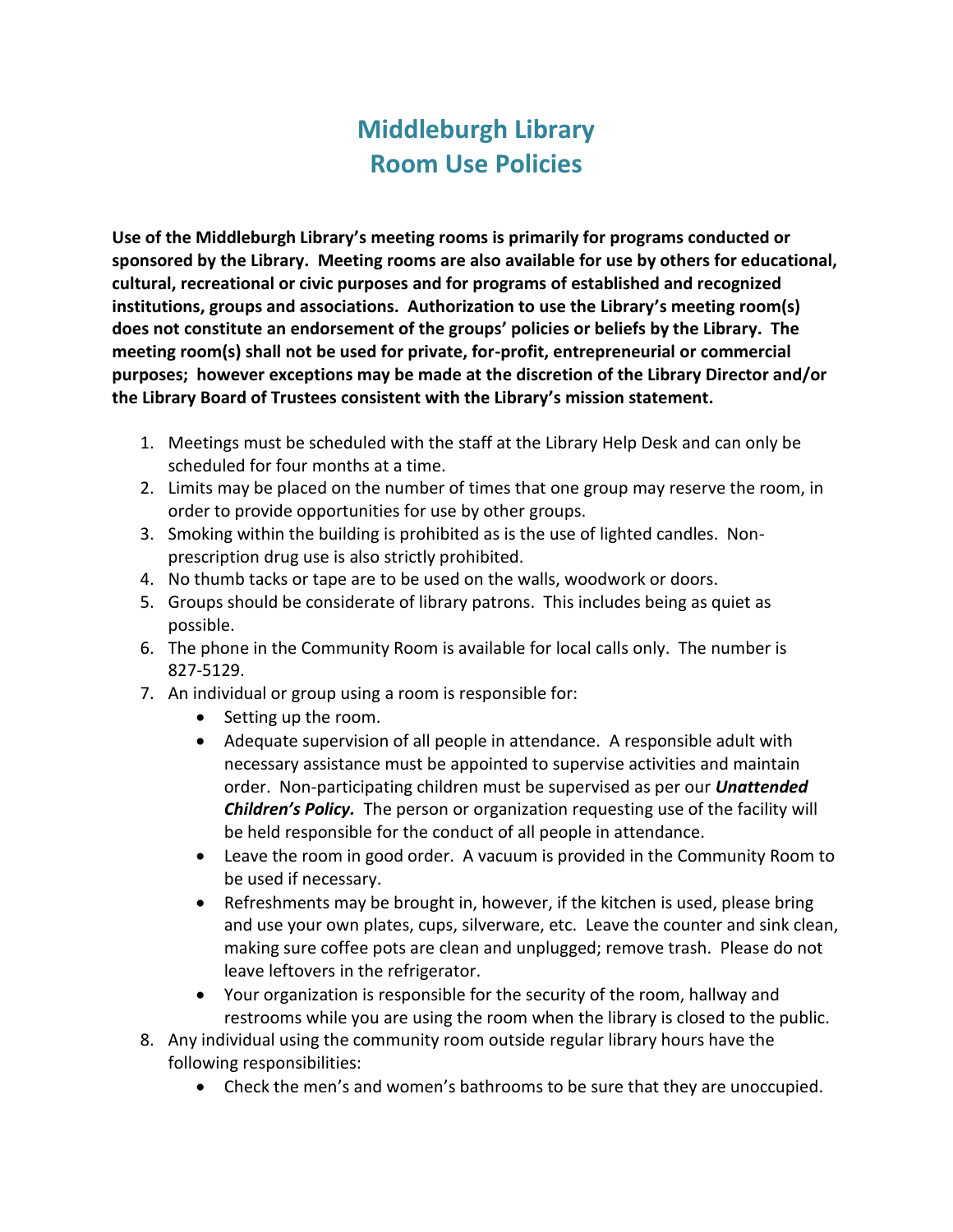# Middleburgh Library
# Room Use Policies

**Use of the Middleburgh Library's meeting rooms is primarily for programs conducted or sponsored by the Library. Meeting rooms are also available for use by others for educational, cultural, recreational or civic purposes and for programs of established and recognized institutions, groups and associations. Authorization to use the Library's meeting room(s) does not constitute an endorsement of the groups' policies or beliefs by the Library. The meeting room(s) shall not be used for private, for-profit, entrepreneurial or commercial purposes; however exceptions may be made at the discretion of the Library Director and/or the Library Board of Trustees consistent with the Library's mission statement.**

1. Meetings must be scheduled with the staff at the Library Help Desk and can only be scheduled for four months at a time.
2. Limits may be placed on the number of times that one group may reserve the room, in order to provide opportunities for use by other groups.
3. Smoking within the building is prohibited as is the use of lighted candles. Non-prescription drug use is also strictly prohibited.
4. No thumb tacks or tape are to be used on the walls, woodwork or doors.
5. Groups should be considerate of library patrons. This includes being as quiet as possible.
6. The phone in the Community Room is available for local calls only. The number is 827-5129.
7. An individual or group using a room is responsible for:
   - Setting up the room.
   - Adequate supervision of all people in attendance. A responsible adult with necessary assistance must be appointed to supervise activities and maintain order. Non-participating children must be supervised as per our ***Unattended Children's Policy.*** The person or organization requesting use of the facility will be held responsible for the conduct of all people in attendance.
   - Leave the room in good order. A vacuum is provided in the Community Room to be used if necessary.
   - Refreshments may be brought in, however, if the kitchen is used, please bring and use your own plates, cups, silverware, etc. Leave the counter and sink clean, making sure coffee pots are clean and unplugged; remove trash. Please do not leave leftovers in the refrigerator.
   - Your organization is responsible for the security of the room, hallway and restrooms while you are using the room when the library is closed to the public.
8. Any individual using the community room outside regular library hours have the following responsibilities:
   - Check the men's and women's bathrooms to be sure that they are unoccupied.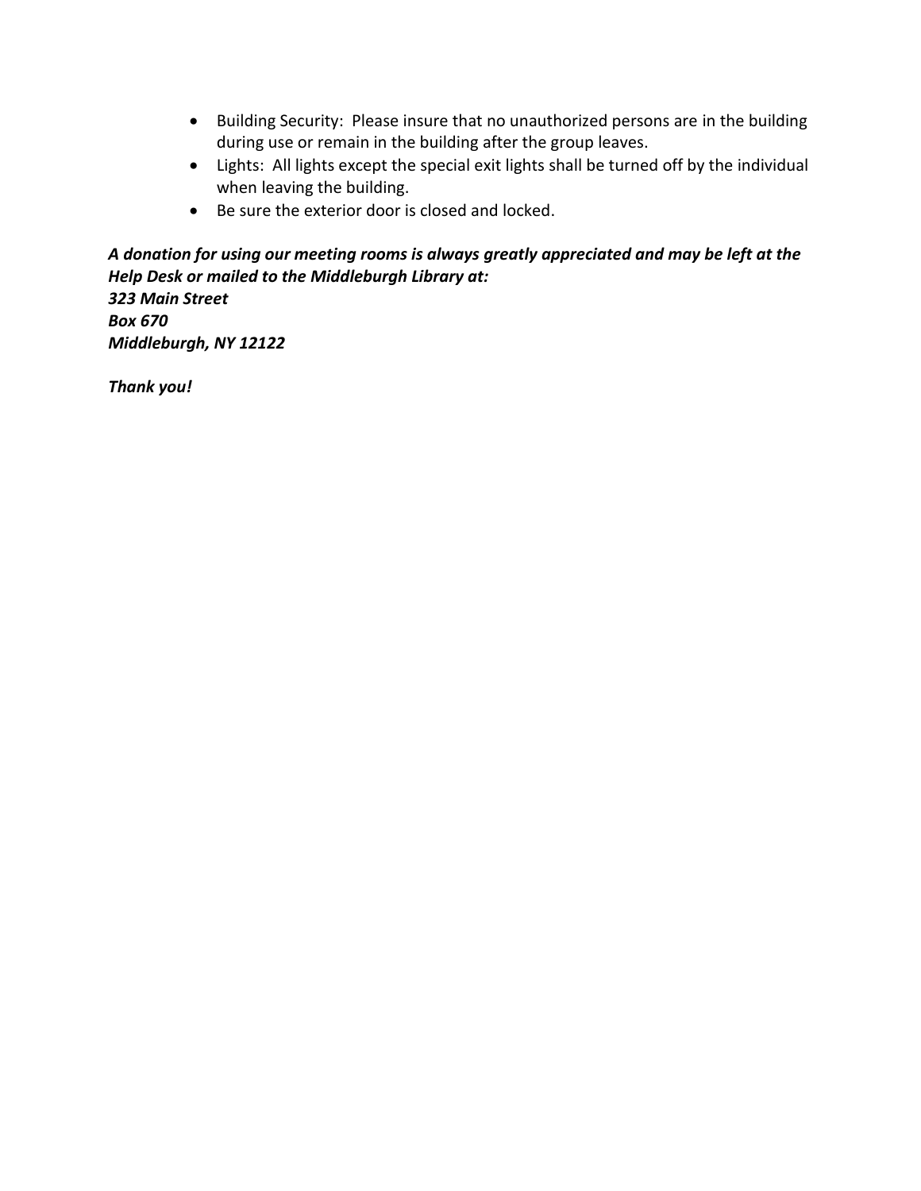- Building Security: Please insure that no unauthorized persons are in the building during use or remain in the building after the group leaves.
- Lights: All lights except the special exit lights shall be turned off by the individual when leaving the building.
- Be sure the exterior door is closed and locked.

***A donation for using our meeting rooms is always greatly appreciated and may be left at the Help Desk or mailed to the Middleburgh Library at:***
***323 Main Street***
***Box 670***
***Middleburgh, NY 12122***

***Thank you!***